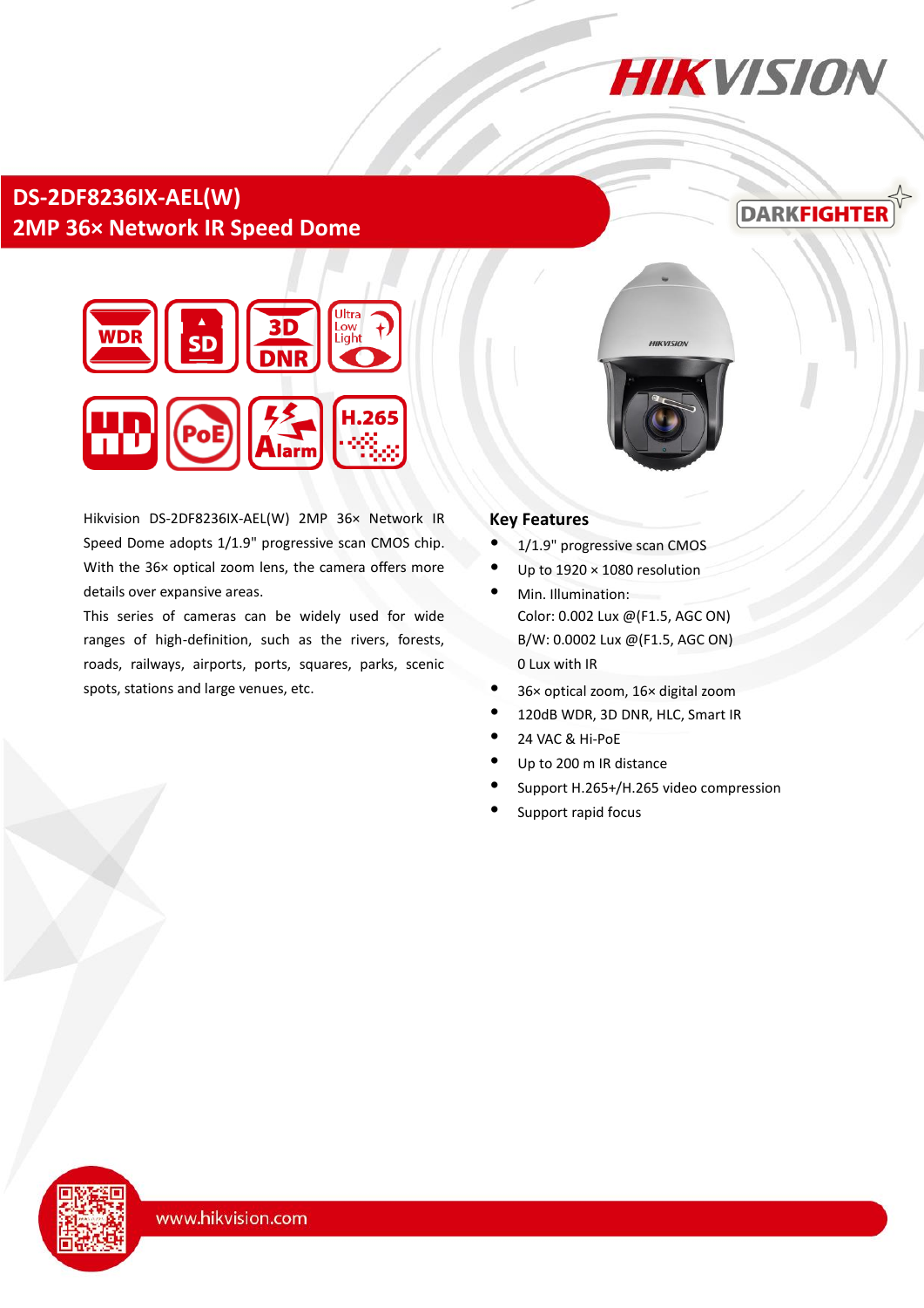# DS-2DF8236IX-AEL(W)

## 2MP 36× Network IR Speed Dome

Hikvision DS-2DF8236IX-AEL(W) 2MP 36× Network IR Speed Dome adopts 1/1.9" progressive scan CMOS chip. With the 36× optical zoom lens, the camera offers more details over expansive areas.

This series of cameras can be widely used for wide ranges of high-definition, such as the rivers, forests, roads, railways, airports, ports, squares, parks, scenic spots, stations and large venues, etc.

### Key Features

- 1/1.9" progressive scan CMOS
- Up to 1920 × 1080 resolution
- Min. Illumination:
  Color: 0.002 Lux @(F1.5, AGC ON)
  B/W: 0.0002 Lux @(F1.5, AGC ON)
  0 Lux with IR
- 36× optical zoom, 16× digital zoom
- 120dB WDR, 3D DNR, HLC, Smart IR
- 24 VAC & Hi-PoE
- Up to 200 m IR distance
- Support H.265+/H.265 video compression
- Support rapid focus

www.hikvision.com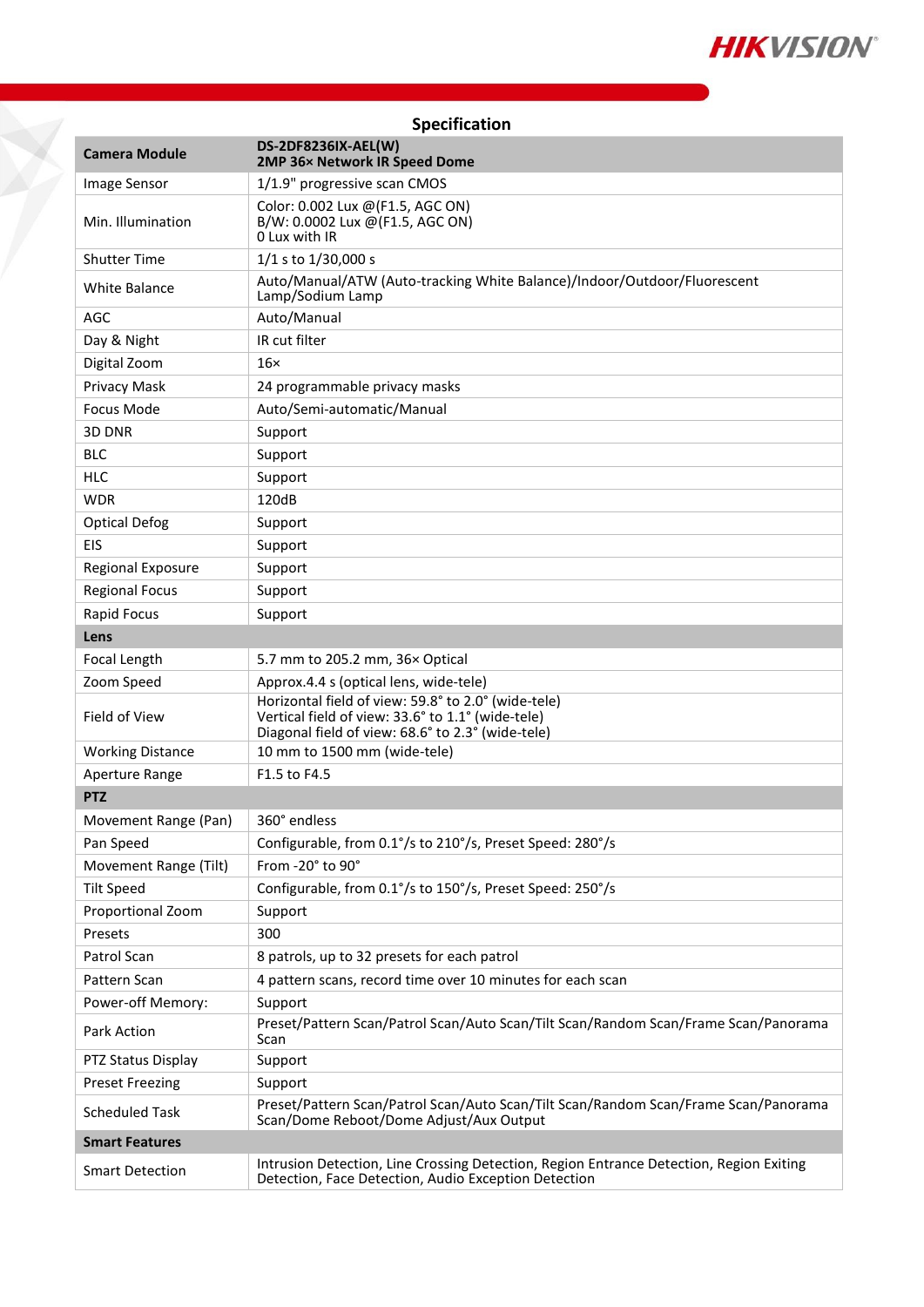## Specification

| Camera Module | DS-2DF8236IX-AEL(W) 2MP 36× Network IR Speed Dome |
|---|---|
| Image Sensor | 1/1.9" progressive scan CMOS |
| Min. Illumination | Color: 0.002 Lux @(F1.5, AGC ON) B/W: 0.0002 Lux @(F1.5, AGC ON) 0 Lux with IR |
| Shutter Time | 1/1 s to 1/30,000 s |
| White Balance | Auto/Manual/ATW (Auto-tracking White Balance)/Indoor/Outdoor/Fluorescent Lamp/Sodium Lamp |
| AGC | Auto/Manual |
| Day & Night | IR cut filter |
| Digital Zoom | 16× |
| Privacy Mask | 24 programmable privacy masks |
| Focus Mode | Auto/Semi-automatic/Manual |
| 3D DNR | Support |
| BLC | Support |
| HLC | Support |
| WDR | 120dB |
| Optical Defog | Support |
| EIS | Support |
| Regional Exposure | Support |
| Regional Focus | Support |
| Rapid Focus | Support |
| **Lens** | |
| Focal Length | 5.7 mm to 205.2 mm, 36× Optical |
| Zoom Speed | Approx.4.4 s (optical lens, wide-tele) |
| Field of View | Horizontal field of view: 59.8° to 2.0° (wide-tele) Vertical field of view: 33.6° to 1.1° (wide-tele) Diagonal field of view: 68.6° to 2.3° (wide-tele) |
| Working Distance | 10 mm to 1500 mm (wide-tele) |
| Aperture Range | F1.5 to F4.5 |
| **PTZ** | |
| Movement Range (Pan) | 360° endless |
| Pan Speed | Configurable, from 0.1°/s to 210°/s, Preset Speed: 280°/s |
| Movement Range (Tilt) | From -20° to 90° |
| Tilt Speed | Configurable, from 0.1°/s to 150°/s, Preset Speed: 250°/s |
| Proportional Zoom | Support |
| Presets | 300 |
| Patrol Scan | 8 patrols, up to 32 presets for each patrol |
| Pattern Scan | 4 pattern scans, record time over 10 minutes for each scan |
| Power-off Memory: | Support |
| Park Action | Preset/Pattern Scan/Patrol Scan/Auto Scan/Tilt Scan/Random Scan/Frame Scan/Panorama Scan |
| PTZ Status Display | Support |
| Preset Freezing | Support |
| Scheduled Task | Preset/Pattern Scan/Patrol Scan/Auto Scan/Tilt Scan/Random Scan/Frame Scan/Panorama Scan/Dome Reboot/Dome Adjust/Aux Output |
| **Smart Features** | |
| Smart Detection | Intrusion Detection, Line Crossing Detection, Region Entrance Detection, Region Exiting Detection, Face Detection, Audio Exception Detection |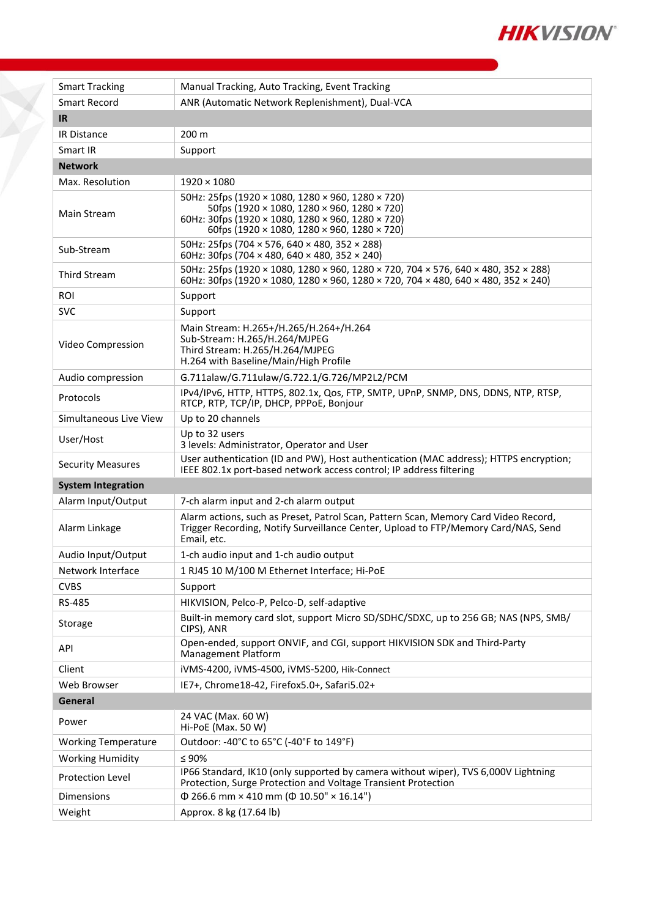| | |
|---|---|
| Smart Tracking | Manual Tracking, Auto Tracking, Event Tracking |
| Smart Record | ANR (Automatic Network Replenishment), Dual-VCA |
| **IR** | |
| IR Distance | 200 m |
| Smart IR | Support |
| **Network** | |
| Max. Resolution | 1920 × 1080 |
| Main Stream | 50Hz: 25fps (1920 × 1080, 1280 × 960, 1280 × 720)<br>50fps (1920 × 1080, 1280 × 960, 1280 × 720)<br>60Hz: 30fps (1920 × 1080, 1280 × 960, 1280 × 720)<br>60fps (1920 × 1080, 1280 × 960, 1280 × 720) |
| Sub-Stream | 50Hz: 25fps (704 × 576, 640 × 480, 352 × 288)<br>60Hz: 30fps (704 × 480, 640 × 480, 352 × 240) |
| Third Stream | 50Hz: 25fps (1920 × 1080, 1280 × 960, 1280 × 720, 704 × 576, 640 × 480, 352 × 288)<br>60Hz: 30fps (1920 × 1080, 1280 × 960, 1280 × 720, 704 × 480, 640 × 480, 352 × 240) |
| ROI | Support |
| SVC | Support |
| Video Compression | Main Stream: H.265+/H.265/H.264+/H.264<br>Sub-Stream: H.265/H.264/MJPEG<br>Third Stream: H.265/H.264/MJPEG<br>H.264 with Baseline/Main/High Profile |
| Audio compression | G.711alaw/G.711ulaw/G.722.1/G.726/MP2L2/PCM |
| Protocols | IPv4/IPv6, HTTP, HTTPS, 802.1x, Qos, FTP, SMTP, UPnP, SNMP, DNS, DDNS, NTP, RTSP, RTCP, RTP, TCP/IP, DHCP, PPPoE, Bonjour |
| Simultaneous Live View | Up to 20 channels |
| User/Host | Up to 32 users<br>3 levels: Administrator, Operator and User |
| Security Measures | User authentication (ID and PW), Host authentication (MAC address); HTTPS encryption; IEEE 802.1x port-based network access control; IP address filtering |
| **System Integration** | |
| Alarm Input/Output | 7-ch alarm input and 2-ch alarm output |
| Alarm Linkage | Alarm actions, such as Preset, Patrol Scan, Pattern Scan, Memory Card Video Record, Trigger Recording, Notify Surveillance Center, Upload to FTP/Memory Card/NAS, Send Email, etc. |
| Audio Input/Output | 1-ch audio input and 1-ch audio output |
| Network Interface | 1 RJ45 10 M/100 M Ethernet Interface; Hi-PoE |
| CVBS | Support |
| RS-485 | HIKVISION, Pelco-P, Pelco-D, self-adaptive |
| Storage | Built-in memory card slot, support Micro SD/SDHC/SDXC, up to 256 GB; NAS (NPS, SMB/ CIPS), ANR |
| API | Open-ended, support ONVIF, and CGI, support HIKVISION SDK and Third-Party Management Platform |
| Client | iVMS-4200, iVMS-4500, iVMS-5200, Hik-Connect |
| Web Browser | IE7+, Chrome18-42, Firefox5.0+, Safari5.02+ |
| **General** | |
| Power | 24 VAC (Max. 60 W)<br>Hi-PoE (Max. 50 W) |
| Working Temperature | Outdoor: -40°C to 65°C (-40°F to 149°F) |
| Working Humidity | ≤ 90% |
| Protection Level | IP66 Standard, IK10 (only supported by camera without wiper), TVS 6,000V Lightning Protection, Surge Protection and Voltage Transient Protection |
| Dimensions | Φ 266.6 mm × 410 mm (Φ 10.50" × 16.14") |
| Weight | Approx. 8 kg (17.64 lb) |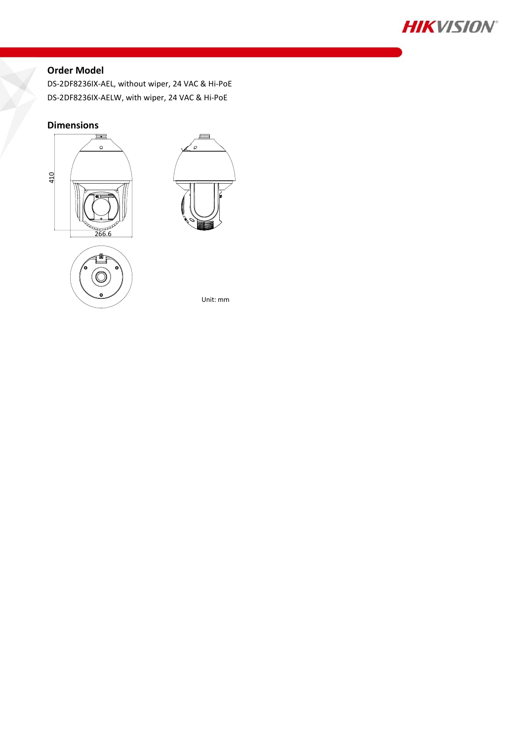## Order Model

DS-2DF8236IX-AEL, without wiper, 24 VAC & Hi-PoE

DS-2DF8236IX-AELW, with wiper, 24 VAC & Hi-PoE

## Dimensions

410

266.6

Unit: mm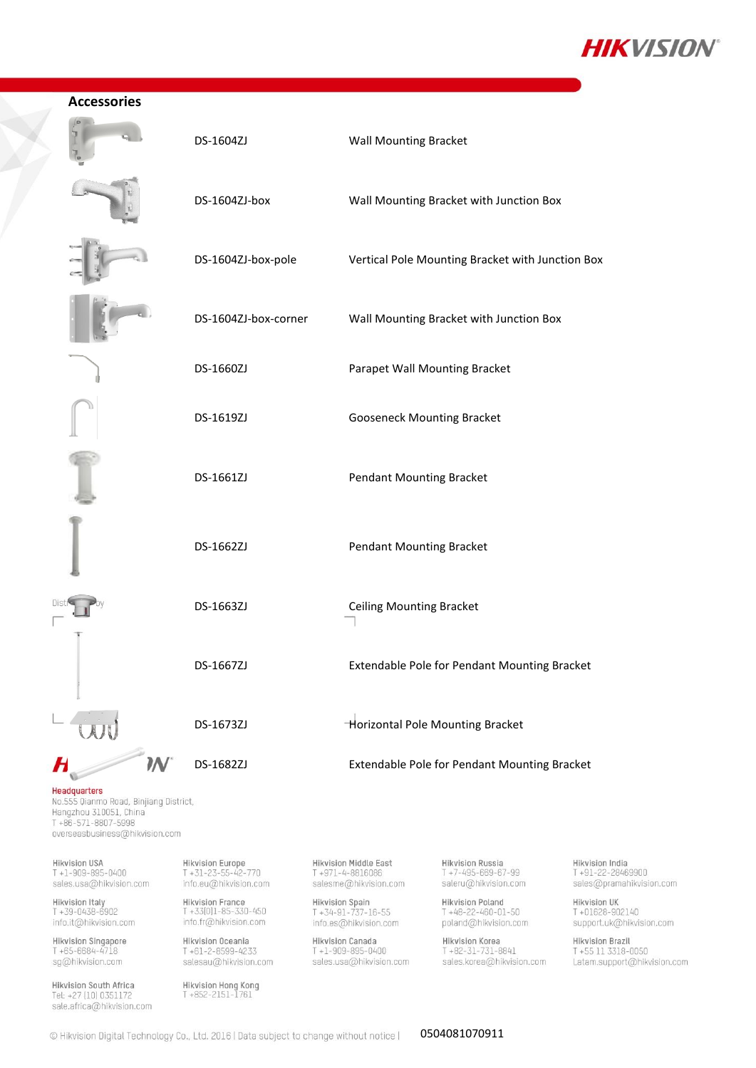## Accessories

| | | |
|---|---|---|
| | DS-1604ZJ | Wall Mounting Bracket |
| | DS-1604ZJ-box | Wall Mounting Bracket with Junction Box |
| | DS-1604ZJ-box-pole | Vertical Pole Mounting Bracket with Junction Box |
| | DS-1604ZJ-box-corner | Wall Mounting Bracket with Junction Box |
| | DS-1660ZJ | Parapet Wall Mounting Bracket |
| | DS-1619ZJ | Gooseneck Mounting Bracket |
| | DS-1661ZJ | Pendant Mounting Bracket |
| | DS-1662ZJ | Pendant Mounting Bracket |
| | DS-1663ZJ | Ceiling Mounting Bracket |
| | DS-1667ZJ | Extendable Pole for Pendant Mounting Bracket |
| | DS-1673ZJ | Horizontal Pole Mounting Bracket |
| | DS-1682ZJ | Extendable Pole for Pendant Mounting Bracket |

**Headquarters**
No.555 Qianmo Road, Binjiang District,
Hangzhou 310051, China
T +86-571-8807-5998
overseasbusiness@hikvision.com

**Hikvision USA**
T +1-909-895-0400
sales.usa@hikvision.com

**Hikvision Europe**
T +31-23-55-42-770
info.eu@hikvision.com

**Hikvision Middle East**
T +971-4-8816086
salesme@hikvision.com

**Hikvision Russia**
T +7-495-669-67-99
saleru@hikvision.com

**Hikvision India**
T +91-22-28469900
sales@pramahikvision.com

**Hikvision Italy**
T +39-0438-6902
info.it@hikvision.com

**Hikvision France**
T +33(0)1-85-330-450
info.fr@hikvision.com

**Hikvision Spain**
T +34-91-737-16-55
info.es@hikvision.com

**Hikvision Poland**
T +48-22-460-01-50
poland@hikvision.com

**Hikvision UK**
T +01628-902140
support.uk@hikvision.com

**Hikvision Singapore**
T +65-6684-4718
sg@hikvision.com

**Hikvision Oceania**
T +61-2-8599-4233
salesau@hikvision.com

**Hikvision Canada**
T +1-909-895-0400
sales.usa@hikvision.com

**Hikvision Korea**
T +82-31-731-8841
sales.korea@hikvision.com

**Hikvision Brazil**
T +55 11 3318-0050
Latam.support@hikvision.com

**Hikvision South Africa**
Tel: +27 (10) 0351172
sale.africa@hikvision.com

**Hikvision Hong Kong**
T +852-2151-1761

© Hikvision Digital Technology Co., Ltd. 2016 | Data subject to change without notice | 0504081070911